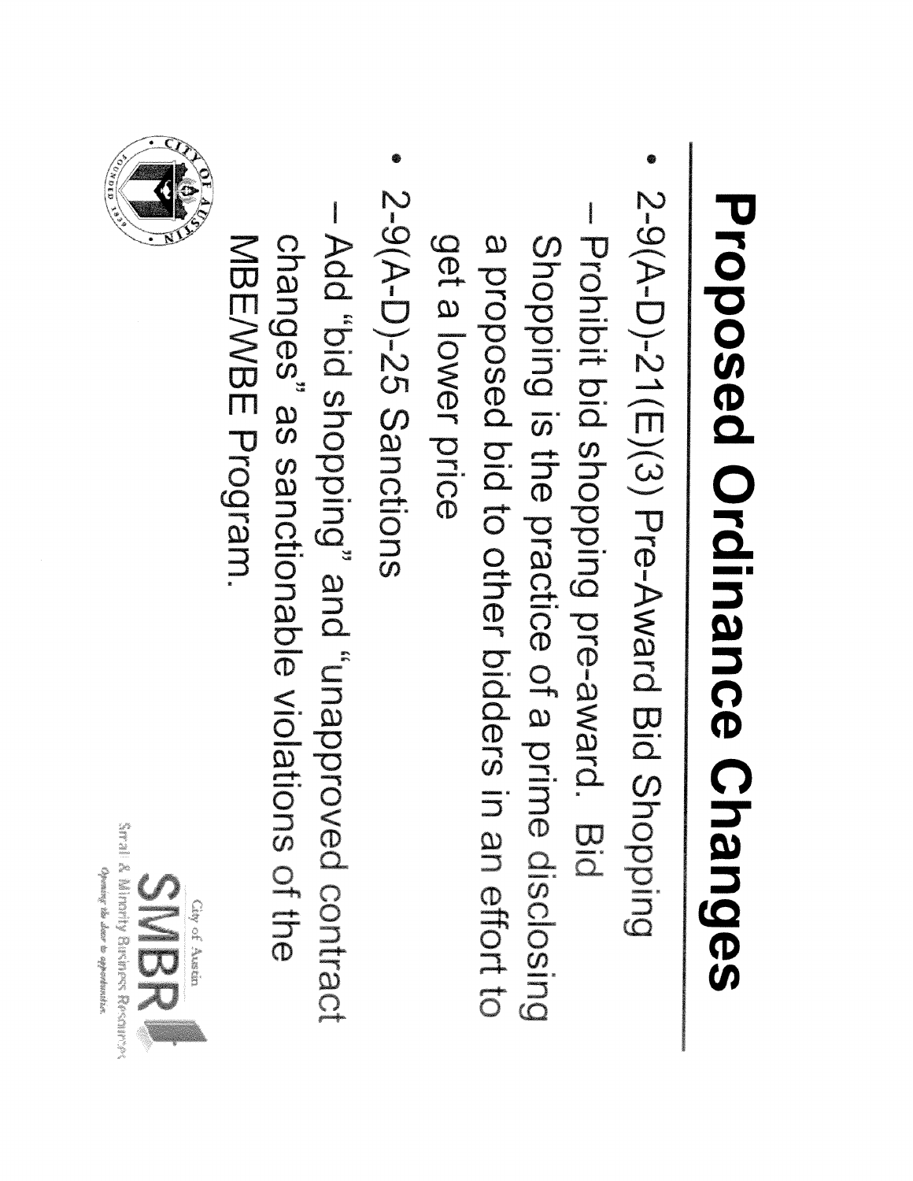# Proposed Ordinance Changes

- 2-9(A-D)-21(E)(3) Pre-Award Bid Shopping
  - Prohibit bid shopping pre-award. Bid Shopping is the practice of a prime disclosing a proposed bid to other bidders in an effort to get a lower price
- 2-9(A-D)-25 Sanctions
  - Add "bid shopping" and "unapproved contract changes" as sanctionable violations of the MBE/WBE Program.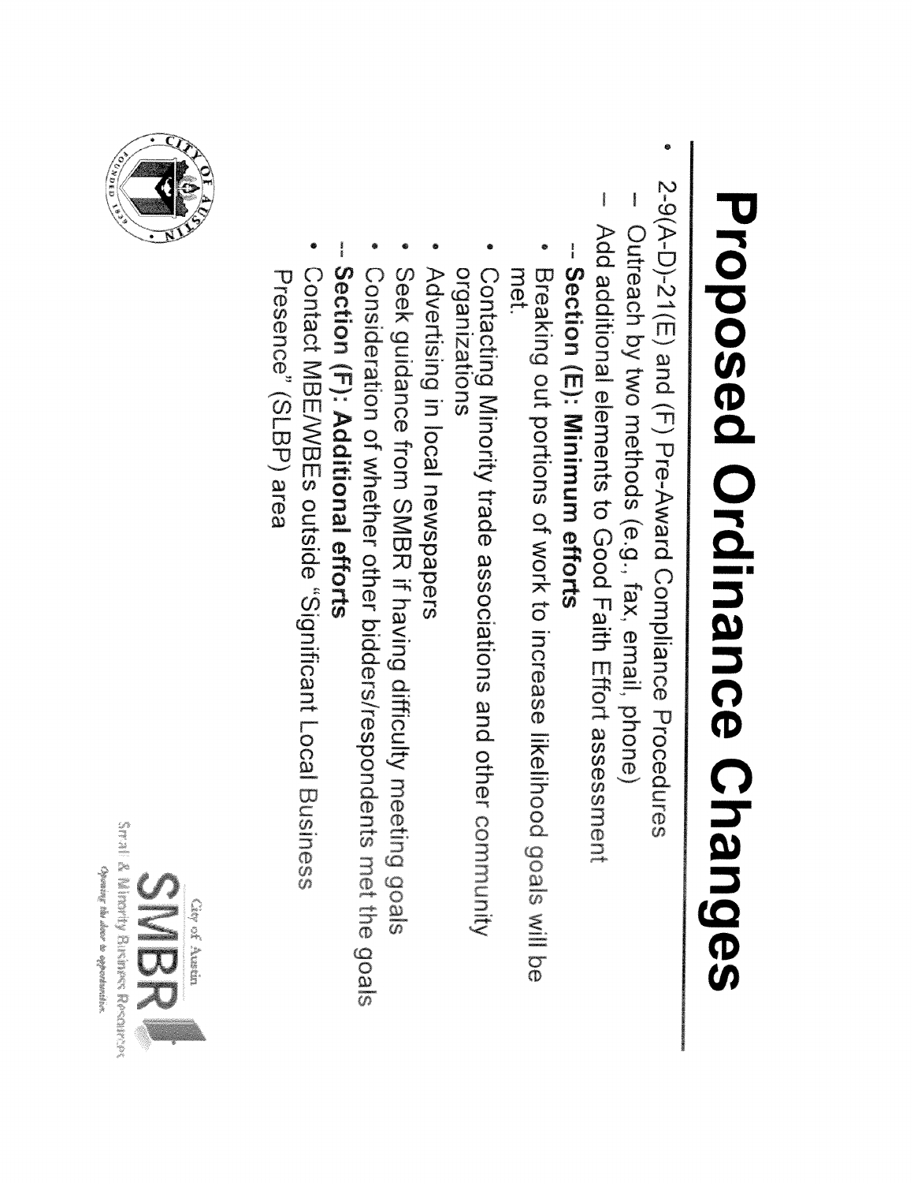# Proposed Ordinance Changes

- 2-9(A-D)-21(E) and (F) Pre-Award Compliance Procedures
  - Outreach by two methods (e.g., fax, email, phone)
  - Add additional elements to Good Faith Effort assessment
    - -- **Section (E): Minimum efforts**
      - Breaking out portions of work to increase likelihood goals will be met.
      - Contacting Minority trade associations and other community organizations
      - Advertising in local newspapers
      - Seek guidance from SMBR if having difficulty meeting goals
      - Consideration of whether other bidders/respondents met the goals
    - -- **Section (F): Additional efforts**
      - Contact MBE/WBEs outside "Significant Local Business Presence" (SLBP) area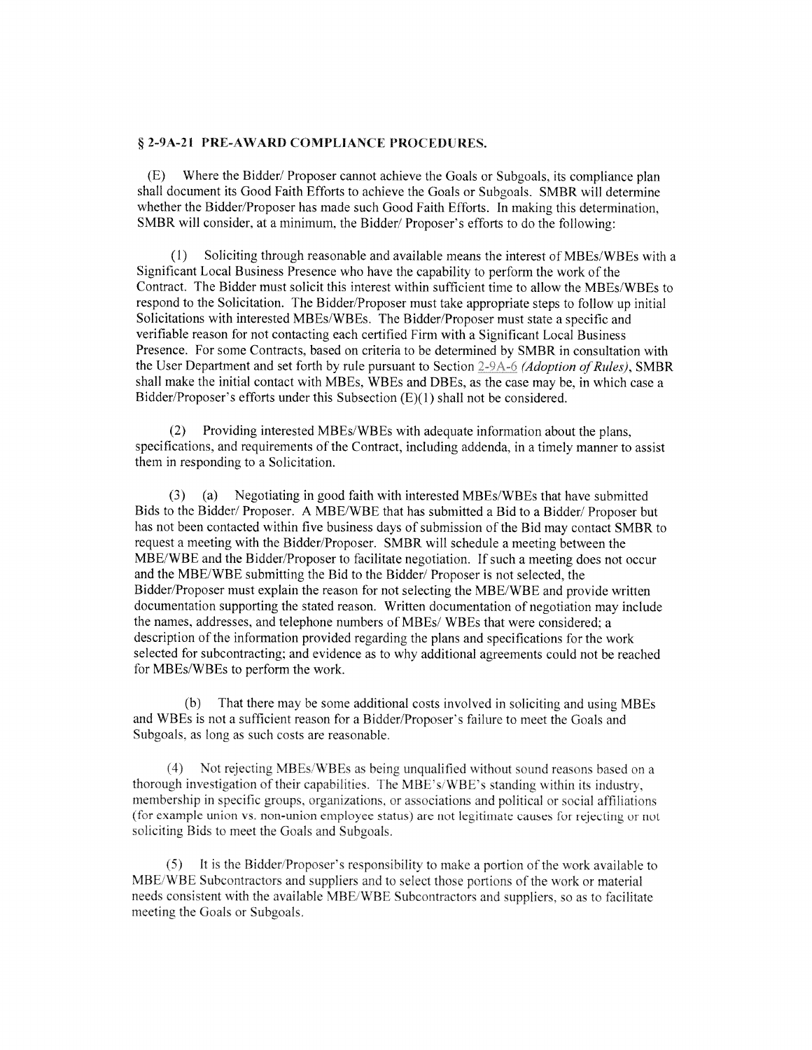## § 2-9A-21 PRE-AWARD COMPLIANCE PROCEDURES.

(E) Where the Bidder/ Proposer cannot achieve the Goals or Subgoals, its compliance plan shall document its Good Faith Efforts to achieve the Goals or Subgoals. SMBR will determine whether the Bidder/Proposer has made such Good Faith Efforts. In making this determination, SMBR will consider, at a minimum, the Bidder/ Proposer's efforts to do the following:

(1) Soliciting through reasonable and available means the interest of MBEs/WBEs with a Significant Local Business Presence who have the capability to perform the work of the Contract. The Bidder must solicit this interest within sufficient time to allow the MBEs/WBEs to respond to the Solicitation. The Bidder/Proposer must take appropriate steps to follow up initial Solicitations with interested MBEs/WBEs. The Bidder/Proposer must state a specific and verifiable reason for not contacting each certified Firm with a Significant Local Business Presence. For some Contracts, based on criteria to be determined by SMBR in consultation with the User Department and set forth by rule pursuant to Section 2-9A-6 *(Adoption of Rules)*, SMBR shall make the initial contact with MBEs, WBEs and DBEs, as the case may be, in which case a Bidder/Proposer's efforts under this Subsection (E)(1) shall not be considered.

(2) Providing interested MBEs/WBEs with adequate information about the plans, specifications, and requirements of the Contract, including addenda, in a timely manner to assist them in responding to a Solicitation.

(3) (a) Negotiating in good faith with interested MBEs/WBEs that have submitted Bids to the Bidder/ Proposer. A MBE/WBE that has submitted a Bid to a Bidder/ Proposer but has not been contacted within five business days of submission of the Bid may contact SMBR to request a meeting with the Bidder/Proposer. SMBR will schedule a meeting between the MBE/WBE and the Bidder/Proposer to facilitate negotiation. If such a meeting does not occur and the MBE/WBE submitting the Bid to the Bidder/ Proposer is not selected, the Bidder/Proposer must explain the reason for not selecting the MBE/WBE and provide written documentation supporting the stated reason. Written documentation of negotiation may include the names, addresses, and telephone numbers of MBEs/ WBEs that were considered; a description of the information provided regarding the plans and specifications for the work selected for subcontracting; and evidence as to why additional agreements could not be reached for MBEs/WBEs to perform the work.

(b) That there may be some additional costs involved in soliciting and using MBEs and WBEs is not a sufficient reason for a Bidder/Proposer's failure to meet the Goals and Subgoals, as long as such costs are reasonable.

(4) Not rejecting MBEs/WBEs as being unqualified without sound reasons based on a thorough investigation of their capabilities. The MBE's/WBE's standing within its industry, membership in specific groups, organizations, or associations and political or social affiliations (for example union vs. non-union employee status) are not legitimate causes for rejecting or not soliciting Bids to meet the Goals and Subgoals.

(5) It is the Bidder/Proposer's responsibility to make a portion of the work available to MBE/WBE Subcontractors and suppliers and to select those portions of the work or material needs consistent with the available MBE/WBE Subcontractors and suppliers, so as to facilitate meeting the Goals or Subgoals.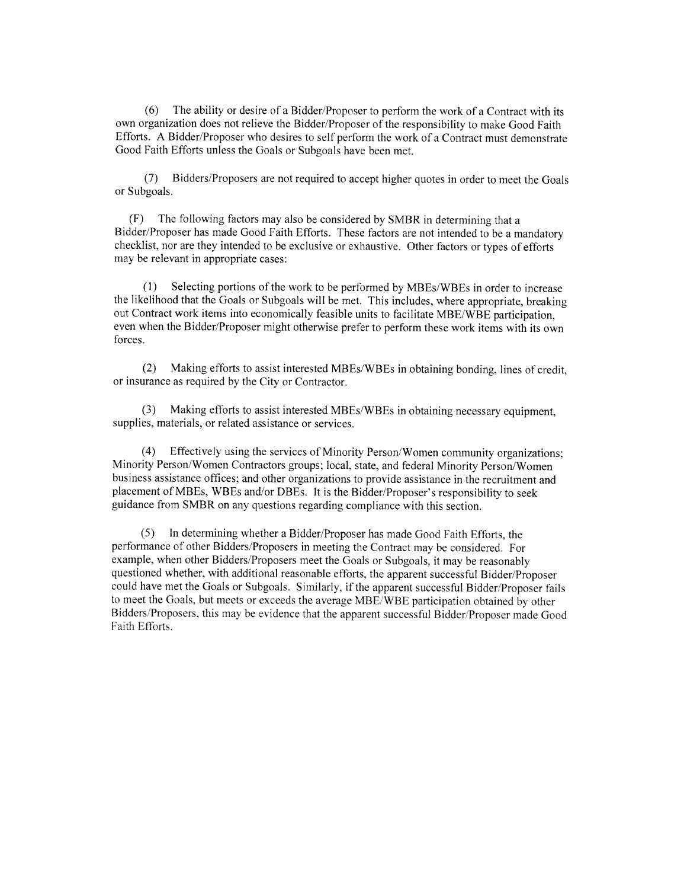(6) The ability or desire of a Bidder/Proposer to perform the work of a Contract with its own organization does not relieve the Bidder/Proposer of the responsibility to make Good Faith Efforts. A Bidder/Proposer who desires to self perform the work of a Contract must demonstrate Good Faith Efforts unless the Goals or Subgoals have been met.

(7) Bidders/Proposers are not required to accept higher quotes in order to meet the Goals or Subgoals.

(F) The following factors may also be considered by SMBR in determining that a Bidder/Proposer has made Good Faith Efforts. These factors are not intended to be a mandatory checklist, nor are they intended to be exclusive or exhaustive. Other factors or types of efforts may be relevant in appropriate cases:

(1) Selecting portions of the work to be performed by MBEs/WBEs in order to increase the likelihood that the Goals or Subgoals will be met. This includes, where appropriate, breaking out Contract work items into economically feasible units to facilitate MBE/WBE participation, even when the Bidder/Proposer might otherwise prefer to perform these work items with its own forces.

(2) Making efforts to assist interested MBEs/WBEs in obtaining bonding, lines of credit, or insurance as required by the City or Contractor.

(3) Making efforts to assist interested MBEs/WBEs in obtaining necessary equipment, supplies, materials, or related assistance or services.

(4) Effectively using the services of Minority Person/Women community organizations; Minority Person/Women Contractors groups; local, state, and federal Minority Person/Women business assistance offices; and other organizations to provide assistance in the recruitment and placement of MBEs, WBEs and/or DBEs. It is the Bidder/Proposer's responsibility to seek guidance from SMBR on any questions regarding compliance with this section.

(5) In determining whether a Bidder/Proposer has made Good Faith Efforts, the performance of other Bidders/Proposers in meeting the Contract may be considered. For example, when other Bidders/Proposers meet the Goals or Subgoals, it may be reasonably questioned whether, with additional reasonable efforts, the apparent successful Bidder/Proposer could have met the Goals or Subgoals. Similarly, if the apparent successful Bidder/Proposer fails to meet the Goals, but meets or exceeds the average MBE/WBE participation obtained by other Bidders/Proposers, this may be evidence that the apparent successful Bidder/Proposer made Good Faith Efforts.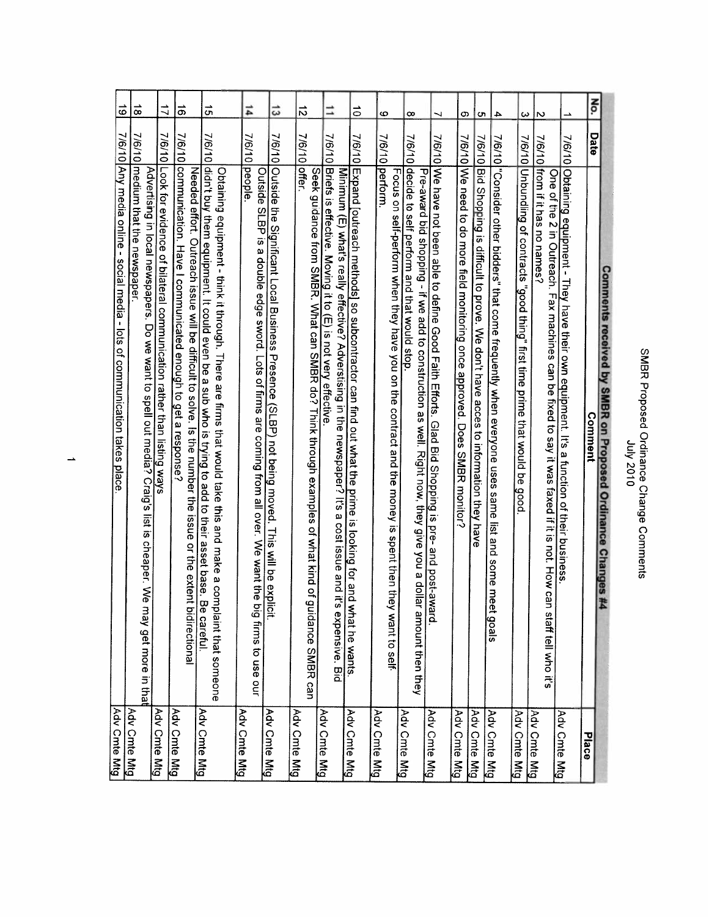SMBR Proposed Ordinance Change Comments
July 2010

| Comments received by SMBR on Proposed Ordinance Changes #4 | | | |
|---|---|---|---|
| No. | Date | Comment | Place |
| 1 | 7/6/10 | Obtaining equipment - They have their own equipment. It's a function of their business. | Adv Cmte Mtg |
| 2 | 7/6/10 | One of the 2 in Outreach. Fax machines can be fixed to say it was faxed if it is not. How can staff tell who it's from if it has no names? | Adv Cmte Mtg |
| 3 | 7/6/10 | Unbundling of contracts "good thing" first time prime that would be good. | Adv Cmte Mtg |
| 4 | 7/6/10 | "Consider other bidders" that come frequently when everyone uses same list and some meet goals | Adv Cmte Mtg |
| 5 | 7/6/10 | Bid Shopping is difficult to prove. We don't have acces to information they have | Adv Cmte Mtg |
| 6 | 7/6/10 | We need to do more field monitoring once approved. Does SMBR monitor? | Adv Cmte Mtg |
| 7 | 7/6/10 | We have not been able to define Good Faith Efforts. Glad Bid Shopping is pre- and post-award. | Adv Cmte Mtg |
| 8 | 7/6/10 | Pre-award bid shopping - if we add to construction as well. Right now, they give you a dollar amount then they decide to self perform and that would stop. | Adv Cmte Mtg |
| 9 | 7/6/10 | Focus on self-perform when they have you on the contract and the money is spent then they want to self-perform. | Adv Cmte Mtg |
| 10 | 7/6/10 | Expand [outreach methods] so subcontractor can find out what the prime is looking for and what he wants. | Adv Cmte Mtg |
| 11 | 7/6/10 | Minimum (E) what's really effective? Adverstising in the newspaper? It's a cost issue and it's expensive. Bid Briefs is effective. Moving it to (E) is not very effective. | Adv Cmte Mtg |
| 12 | 7/6/10 | Seek guidance from SMBR. What can SMBR do? Think through examples of what kind of guidance SMBR can offer. | Adv Cmte Mtg |
| 13 | 7/6/10 | Outside the Significant Local Business Presence (SLBP) not being moved. This will be explicit. | Adv Cmte Mtg |
| 14 | 7/6/10 | Outside SLBP is a double edge sword. Lots of firms are coming from all over. We want the big firms to use our people. | Adv Cmte Mtg |
| 15 | 7/6/10 | Obtaining equipment - think it through. There are firms that would take this and make a complaint that someone didn't buy them equipment. It could even be a sub who is trying to add to their asset base. Be careful. | Adv Cmte Mtg |
| 16 | 7/6/10 | Needed effort. Outreach issue will be difficult to solve. Is the number the issue or the extent bidirectional communication. Have I communicated enough to get a response? | Adv Cmte Mtg |
| 17 | 7/6/10 | Look for evidence of bilateral communication rather than listing ways | Adv Cmte Mtg |
| 18 | 7/6/10 | Advertising in local newspapers. Do we want to spell out media? Craig's list is cheaper. We may get more in that medium that the newspaper. | Adv Cmte Mtg |
| 19 | 7/6/10 | Any media online - social media - lots of communication takes place. | Adv Cmte Mtg |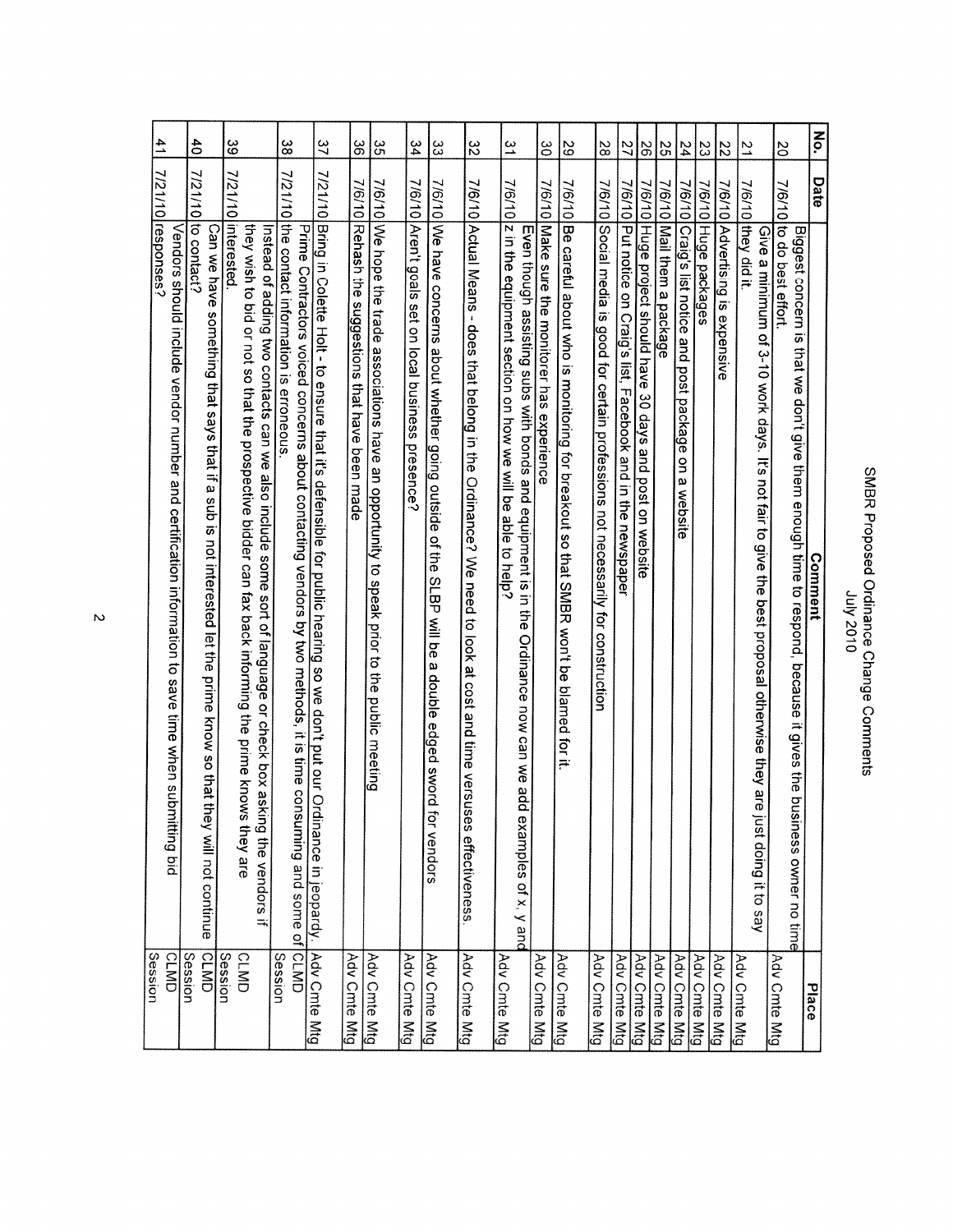# SMBR Proposed Ordinance Change Comments
## July 2010

| No. | Date | Comment | Place |
|---|---|---|---|
| 20 | 7/6/10 | Biggest concern is that we don't give them enough time to respond, because it gives the business owner no time to do best effort. | Adv Cmte Mtg |
| 21 | 7/6/10 | Give a minimum of 3-10 work days. It's not fair to give the best proposal otherwise they are just doing it to say they did it. | Adv Cmte Mtg |
| 22 | 7/6/10 | Advertising is expensive | Adv Cmte Mtg |
| 23 | 7/6/10 | Huge packages | Adv Cmte Mtg |
| 24 | 7/6/10 | Craig's list notice and post package on a website | Adv Cmte Mtg |
| 25 | 7/6/10 | Mail them a package | Adv Cmte Mtg |
| 26 | 7/6/10 | Huge project should have 30 days and post on website | Adv Cmte Mtg |
| 27 | 7/6/10 | Put notice on Craig's list, Facebook and in the newspaper | Adv Cmte Mtg |
| 28 | 7/6/10 | Social media is good for certain professions not necessarily for construction | Adv Cmte Mtg |
| 29 | 7/6/10 | Be careful about who is monitoring for breakout so that SMBR won't be blamed for it. | Adv Cmte Mtg |
| 30 | 7/6/10 | Make sure the monitorer has experience | Adv Cmte Mtg |
| 31 | 7/6/10 | Even though assisting subs with bonds and equipment is in the Ordinance now can we add examples of x, y and z in the equipment section on how we will be able to help? | Adv Cmte Mtg |
| 32 | 7/6/10 | Actual Means - does that belong in the Ordinance? We need to look at cost and time versuses effectiveness. | Adv Cmte Mtg |
| 33 | 7/6/10 | We have concerns about whether going outside of the SLBP will be a double edged sword for vendors | Adv Cmte Mtg |
| 34 | 7/6/10 | Aren't goals set on local business presence? | Adv Cmte Mtg |
| 35 | 7/6/10 | We hope the trade associations have an opportunity to speak prior to the public meeting | Adv Cmte Mtg |
| 36 | 7/6/10 | Rehash the suggestions that have been made | Adv Cmte Mtg |
| 37 | 7/21/10 | Bring in Colette Holt - to ensure that it's defensible for public hearing so we don't put our Ordinance in jeopardy. | Adv Cmte Mtg |
| 38 | 7/21/10 | Prime Contractors voiced concerns about contacting vendors by two methods, it is time consuming and some of the contact information is erroneous. | CLMD Session |
| 39 | 7/21/10 | Instead of adding two contacts can we also include some sort of language or check box asking the vendors if they wish to bid or not so that the prospective bidder can fax back informing the prime knows they are interested. | CLMD Session |
| 40 | 7/21/10 | Can we have something that says that if a sub is not interested let the prime know so that they will not continue to contact? | CLMD Session |
| 41 | 7/21/10 | Vendors should include vendor number and certification information to save time when submitting bid responses? | CLMD Session |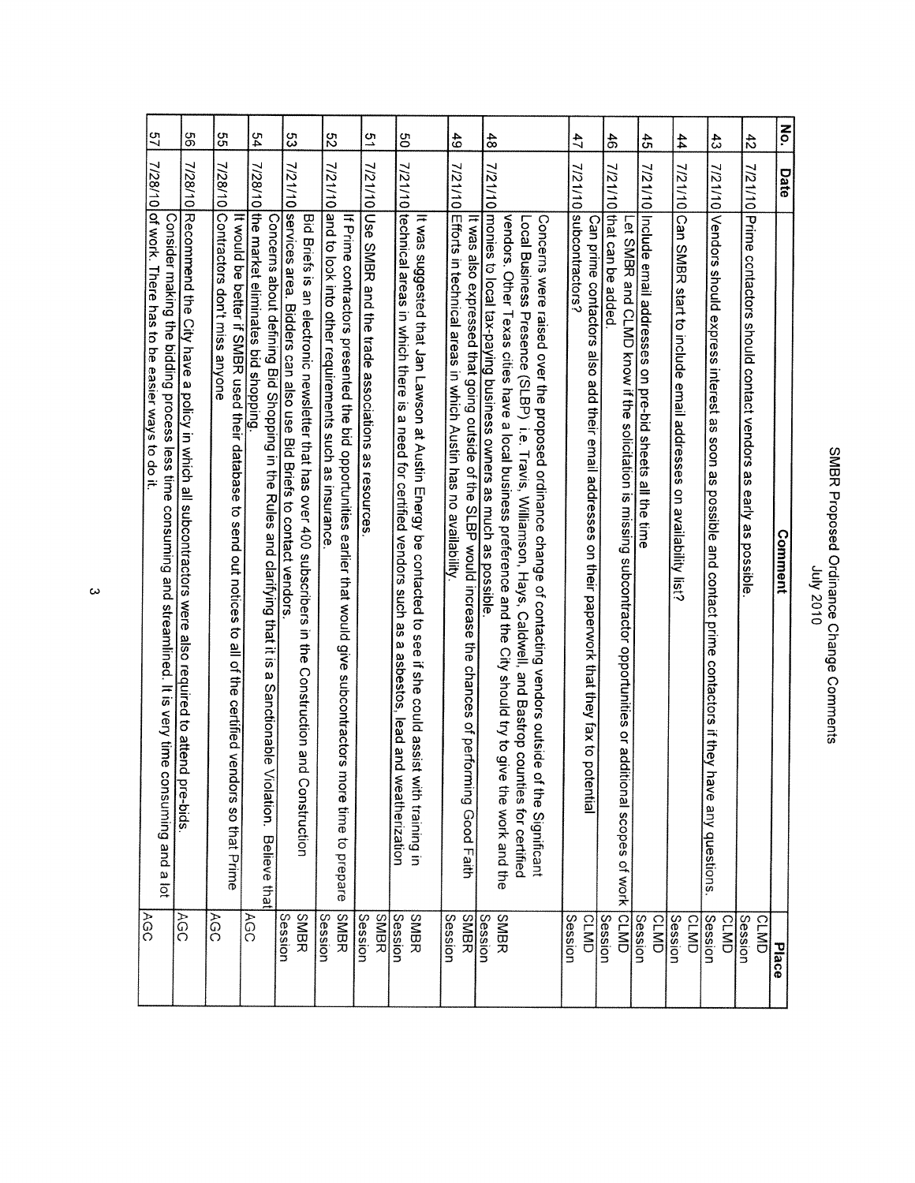SMBR Proposed Ordinance Change Comments
July 2010

| No. | Date | Comment | Place |
|---|---|---|---|
| 42 | 7/21/10 | Prime contactors should contact vendors as early as possible. | CLMD Session |
| 43 | 7/21/10 | Vendors should express interest as soon as possible and contact prime contactors if they have any questions. | CLMD Session |
| 44 | 7/21/10 | Can SMBR start to include email addresses on availability list? | CLMD Session |
| 45 | 7/21/10 | Include email addresses on pre-bid sheets all the time | CLMD Session |
| 46 | 7/21/10 | Let SMBR and CLMD know if the solicitation is missing subcontractor opportunities or additional scopes of work that can be added. | CLMD Session |
| 47 | 7/21/10 | Can prime contactors also add their email addresses on their paperwork that they fax to potential subcontractors? | CLMD Session |
| 48 | 7/21/10 | Concerns were raised over the proposed ordinance change of contacting vendors outside of the Significant Local Business Presence (SLBP) i.e. Travis, Williamson, Hays, Caldwell, and Bastrop counties for certified vendors. Other Texas cities have a local business preference and the City should try to give the work and the monies to local tax-paying business owners as much as possible. | SMBR Session |
| 49 | 7/21/10 | It was also expressed that going outside of the SLBP would increase the chances of performing Good Faith Efforts in technical areas in which Austin has no availability. | SMBR Session |
| 50 | 7/21/10 | It was suggested that Jan Lawson at Austin Energy be contacted to see if she could assist with training in technical areas in which there is a need for certified vendors such as a asbestos, lead and weatherization | SMBR Session |
| 51 | 7/21/10 | Use SMBR and the trade associations as resources. | SMBR Session |
| 52 | 7/21/10 | If Prime contractors presented the bid opportunities earlier that would give subcontractors more time to prepare and to look into other requirements such as insurance. | SMBR Session |
| 53 | 7/21/10 | Bid Briefs is an electronic newsletter that has over 400 subscribers in the Construction and Construction services area. Bidders can also use Bid Briefs to contact vendors. | SMBR Session |
| 54 | 7/28/10 | Concerns about defining Bid Shopping in the Rules and clarifying that it is a Sanctionable Violation. Believe that the market eliminates bid shopping. | AGC |
| 55 | 7/28/10 | It would be better if SMBR used their database to send out notices to all of the certified vendors so that Prime Contractors don't miss anyone | AGC |
| 56 | 7/28/10 | Recommend the City have a policy in which all subcontractors were also required to attend pre-bids. | AGC |
| 57 | 7/28/10 | Consider making the bidding process less time consuming and streamlined. It is very time consuming and a lot of work. There has to be easier ways to do it. | AGC |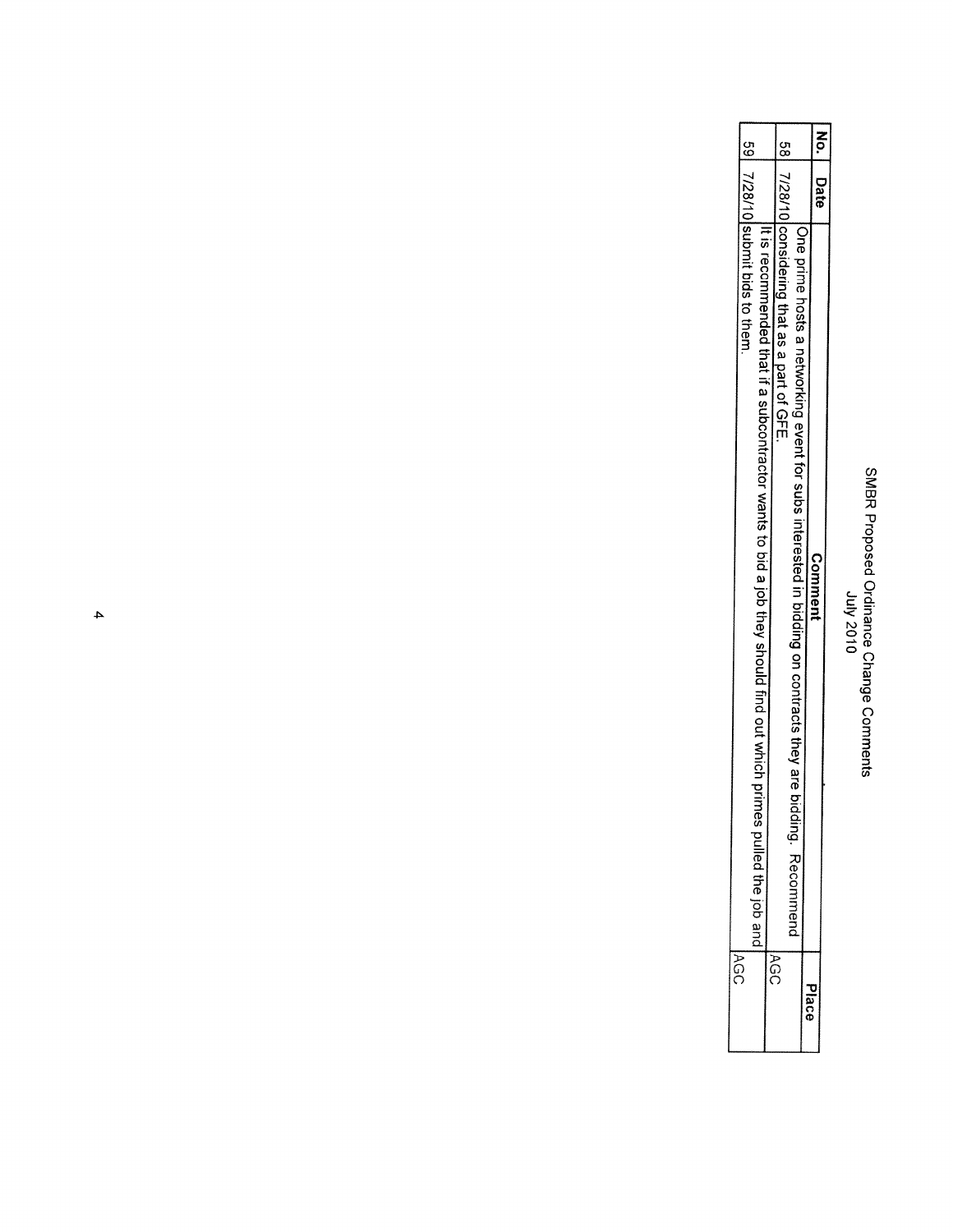SMBR Proposed Ordinance Change Comments
July 2010

| No. | Date | Comment | Place |
|---|---|---|---|
| 58 | 7/28/10 | One prime hosts a networking event for subs interested in bidding on contracts they are bidding. Recommend considering that as a part of GFE. | AGC |
| 59 | 7/28/10 | It is recommended that if a subcontractor wants to bid a job they should find out which primes pulled the job and submit bids to them. | AGC |